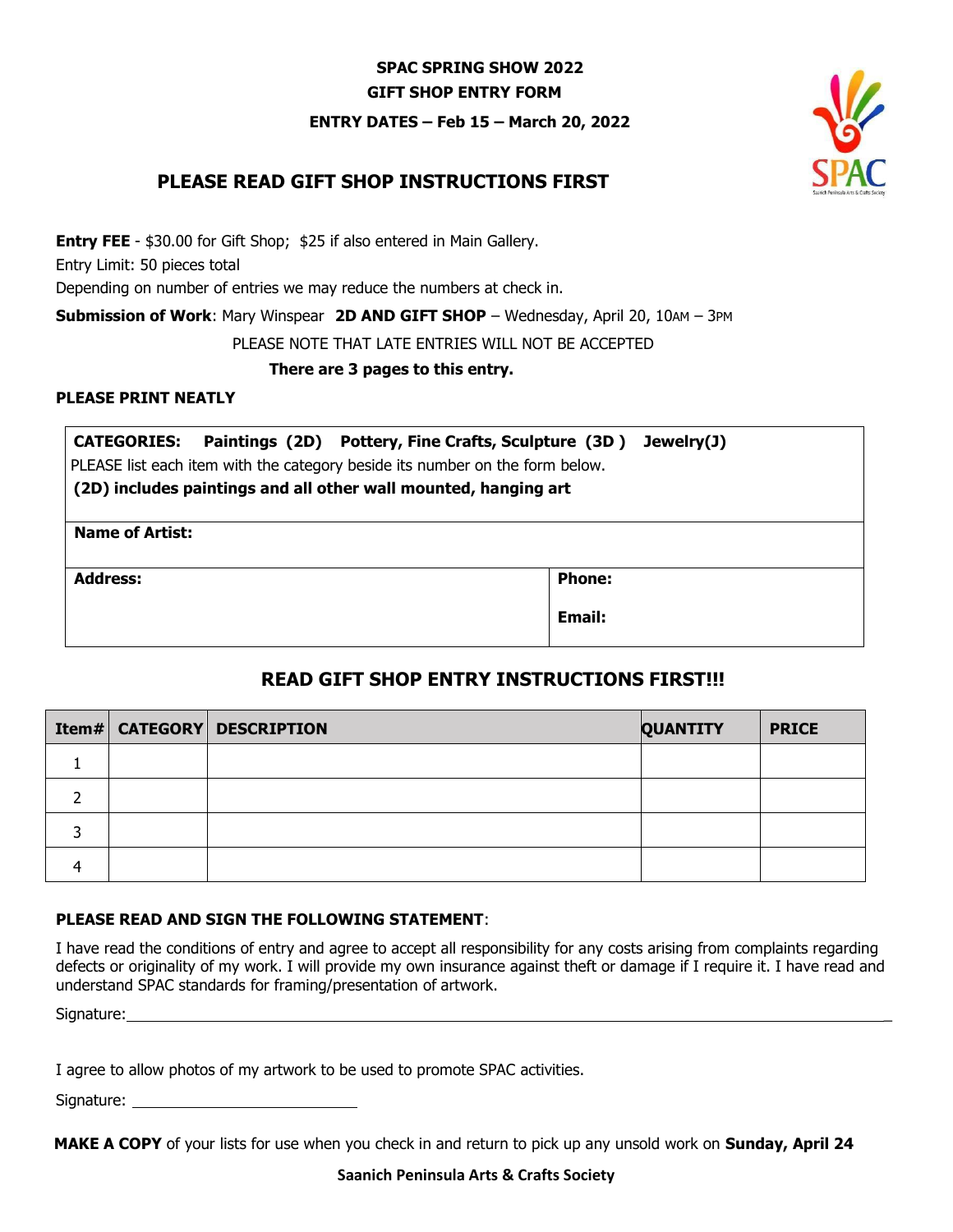# SPAC SPRING SHOW 2022

## GIFT SHOP ENTRY FORM

**ENTRY DATES – Feb 15 – March 20, 2022**

## PLEASE READ GIFT SHOP INSTRUCTIONS FIRST

**Entry FEE** - $30.00 for Gift Shop; $25 if also entered in Main Gallery.

Entry Limit: 50 pieces total

Depending on number of entries we may reduce the numbers at check in.

**Submission of Work**: Mary Winspear **2D AND GIFT SHOP** – Wednesday, April 20, 10AM – 3PM

PLEASE NOTE THAT LATE ENTRIES WILL NOT BE ACCEPTED

**There are 3 pages to this entry.**

**PLEASE PRINT NEATLY**

**CATEGORIES: Paintings (2D) Pottery, Fine Crafts, Sculpture (3D ) Jewelry(J)**

PLEASE list each item with the category beside its number on the form below.

**(2D) includes paintings and all other wall mounted, hanging art**

| **Name of Artist:** | |
|---|---|
| **Address:** | **Phone:**<br><br>**Email:** |

## READ GIFT SHOP ENTRY INSTRUCTIONS FIRST!!!

| Item# | CATEGORY | DESCRIPTION | QUANTITY | PRICE |
|---|---|---|---|---|
| 1 | | | | |
| 2 | | | | |
| 3 | | | | |
| 4 | | | | |

**PLEASE READ AND SIGN THE FOLLOWING STATEMENT**:

I have read the conditions of entry and agree to accept all responsibility for any costs arising from complaints regarding defects or originality of my work. I will provide my own insurance against theft or damage if I require it. I have read and understand SPAC standards for framing/presentation of artwork.

Signature:\_\_\_\_\_\_\_\_\_\_\_\_\_\_\_\_\_\_\_\_\_\_\_\_\_\_\_\_\_\_\_\_\_\_\_\_\_\_\_\_\_\_\_\_

I agree to allow photos of my artwork to be used to promote SPAC activities.

Signature: \_\_\_\_\_\_\_\_\_\_\_\_\_\_\_\_\_\_\_\_\_\_\_\_

**MAKE A COPY** of your lists for use when you check in and return to pick up any unsold work on **Sunday, April 24**

**Saanich Peninsula Arts & Crafts Society**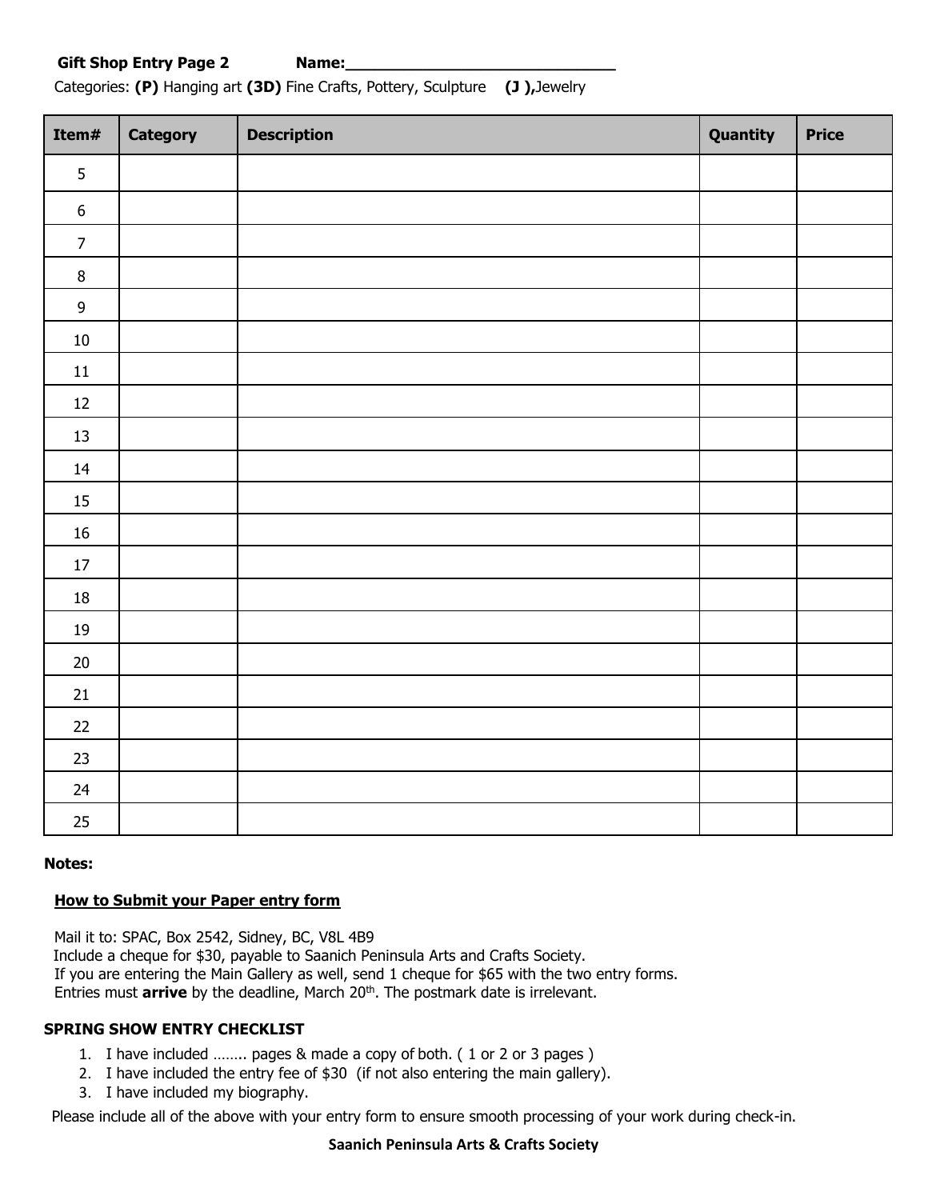**Gift Shop Entry Page 2** **Name:______________________________**

Categories: **(P)** Hanging art **(3D)** Fine Crafts, Pottery, Sculpture **(J ),**Jewelry

| Item# | Category | Description | Quantity | Price |
|---|---|---|---|---|
| 5 | | | | |
| 6 | | | | |
| 7 | | | | |
| 8 | | | | |
| 9 | | | | |
| 10 | | | | |
| 11 | | | | |
| 12 | | | | |
| 13 | | | | |
| 14 | | | | |
| 15 | | | | |
| 16 | | | | |
| 17 | | | | |
| 18 | | | | |
| 19 | | | | |
| 20 | | | | |
| 21 | | | | |
| 22 | | | | |
| 23 | | | | |
| 24 | | | | |
| 25 | | | | |

**Notes:**

**How to Submit your Paper entry form**

Mail it to: SPAC, Box 2542, Sidney, BC, V8L 4B9
Include a cheque for $30, payable to Saanich Peninsula Arts and Crafts Society.
If you are entering the Main Gallery as well, send 1 cheque for $65 with the two entry forms.
Entries must **arrive** by the deadline, March 20th. The postmark date is irrelevant.

**SPRING SHOW ENTRY CHECKLIST**

1. I have included …….. pages & made a copy of both. ( 1 or 2 or 3 pages )
2. I have included the entry fee of $30 (if not also entering the main gallery).
3. I have included my biography.

Please include all of the above with your entry form to ensure smooth processing of your work during check-in.

**Saanich Peninsula Arts & Crafts Society**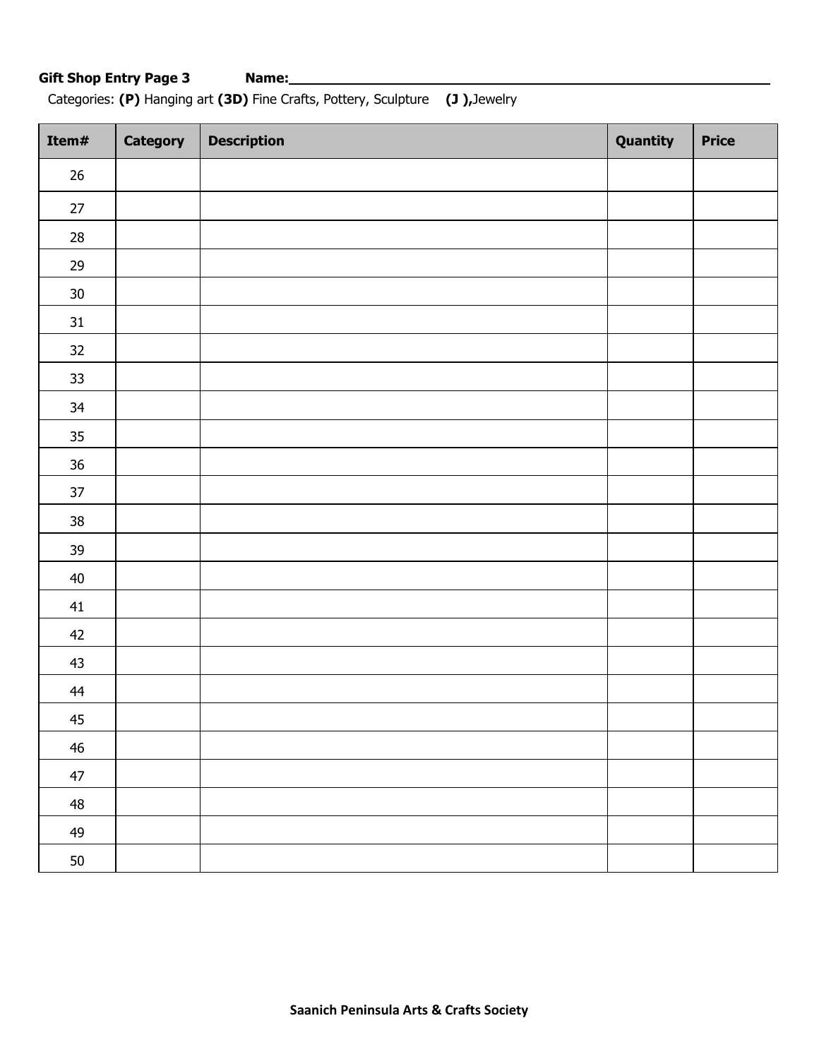**Gift Shop Entry Page 3** **Name:**\_\_\_\_\_\_\_\_\_\_\_\_\_\_\_\_\_\_\_\_\_\_\_\_\_\_\_\_\_\_\_\_\_\_\_\_\_\_\_\_\_\_\_\_\_\_\_\_\_\_\_\_\_\_\_\_

Categories: **(P)** Hanging art **(3D)** Fine Crafts, Pottery, Sculpture **(J ),**Jewelry

| Item# | Category | Description | Quantity | Price |
|---|---|---|---|---|
| 26 | | | | |
| 27 | | | | |
| 28 | | | | |
| 29 | | | | |
| 30 | | | | |
| 31 | | | | |
| 32 | | | | |
| 33 | | | | |
| 34 | | | | |
| 35 | | | | |
| 36 | | | | |
| 37 | | | | |
| 38 | | | | |
| 39 | | | | |
| 40 | | | | |
| 41 | | | | |
| 42 | | | | |
| 43 | | | | |
| 44 | | | | |
| 45 | | | | |
| 46 | | | | |
| 47 | | | | |
| 48 | | | | |
| 49 | | | | |
| 50 | | | | |

**Saanich Peninsula Arts & Crafts Society**